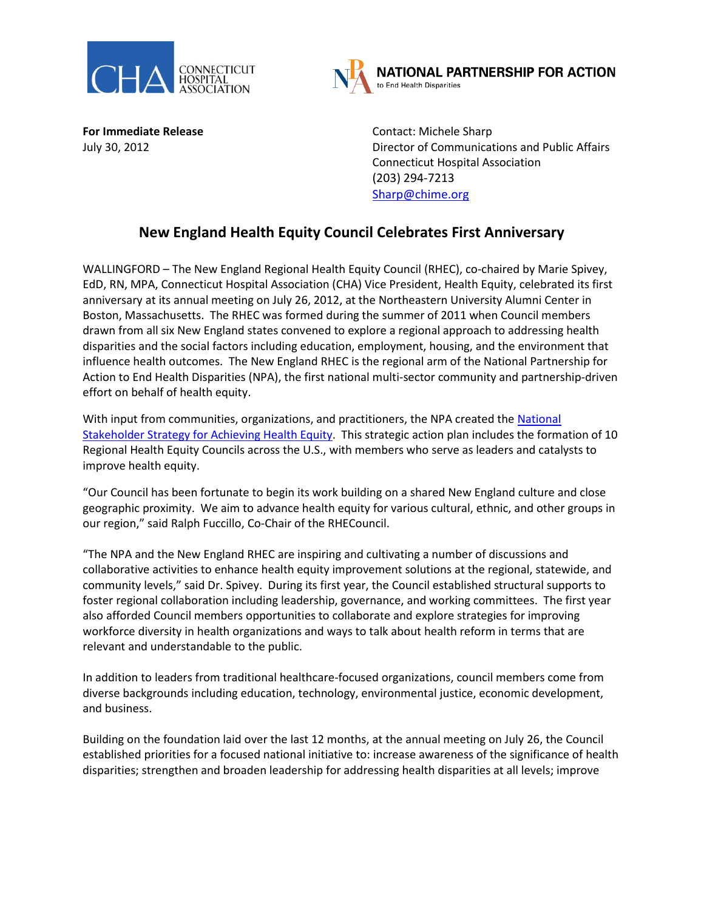CONNECTICUT HOSPITAL ASSOCIATION

NATIONAL PARTNERSHIP FOR ACTION to End Health Disparities

**For Immediate Release**
July 30, 2012

Contact: Michele Sharp
Director of Communications and Public Affairs
Connecticut Hospital Association
(203) 294-7213
Sharp@chime.org

## New England Health Equity Council Celebrates First Anniversary

WALLINGFORD – The New England Regional Health Equity Council (RHEC), co-chaired by Marie Spivey, EdD, RN, MPA, Connecticut Hospital Association (CHA) Vice President, Health Equity, celebrated its first anniversary at its annual meeting on July 26, 2012, at the Northeastern University Alumni Center in Boston, Massachusetts. The RHEC was formed during the summer of 2011 when Council members drawn from all six New England states convened to explore a regional approach to addressing health disparities and the social factors including education, employment, housing, and the environment that influence health outcomes. The New England RHEC is the regional arm of the National Partnership for Action to End Health Disparities (NPA), the first national multi-sector community and partnership-driven effort on behalf of health equity.

With input from communities, organizations, and practitioners, the NPA created the National Stakeholder Strategy for Achieving Health Equity. This strategic action plan includes the formation of 10 Regional Health Equity Councils across the U.S., with members who serve as leaders and catalysts to improve health equity.

"Our Council has been fortunate to begin its work building on a shared New England culture and close geographic proximity. We aim to advance health equity for various cultural, ethnic, and other groups in our region," said Ralph Fuccillo, Co-Chair of the RHECouncil.

"The NPA and the New England RHEC are inspiring and cultivating a number of discussions and collaborative activities to enhance health equity improvement solutions at the regional, statewide, and community levels," said Dr. Spivey. During its first year, the Council established structural supports to foster regional collaboration including leadership, governance, and working committees. The first year also afforded Council members opportunities to collaborate and explore strategies for improving workforce diversity in health organizations and ways to talk about health reform in terms that are relevant and understandable to the public.

In addition to leaders from traditional healthcare-focused organizations, council members come from diverse backgrounds including education, technology, environmental justice, economic development, and business.

Building on the foundation laid over the last 12 months, at the annual meeting on July 26, the Council established priorities for a focused national initiative to: increase awareness of the significance of health disparities; strengthen and broaden leadership for addressing health disparities at all levels; improve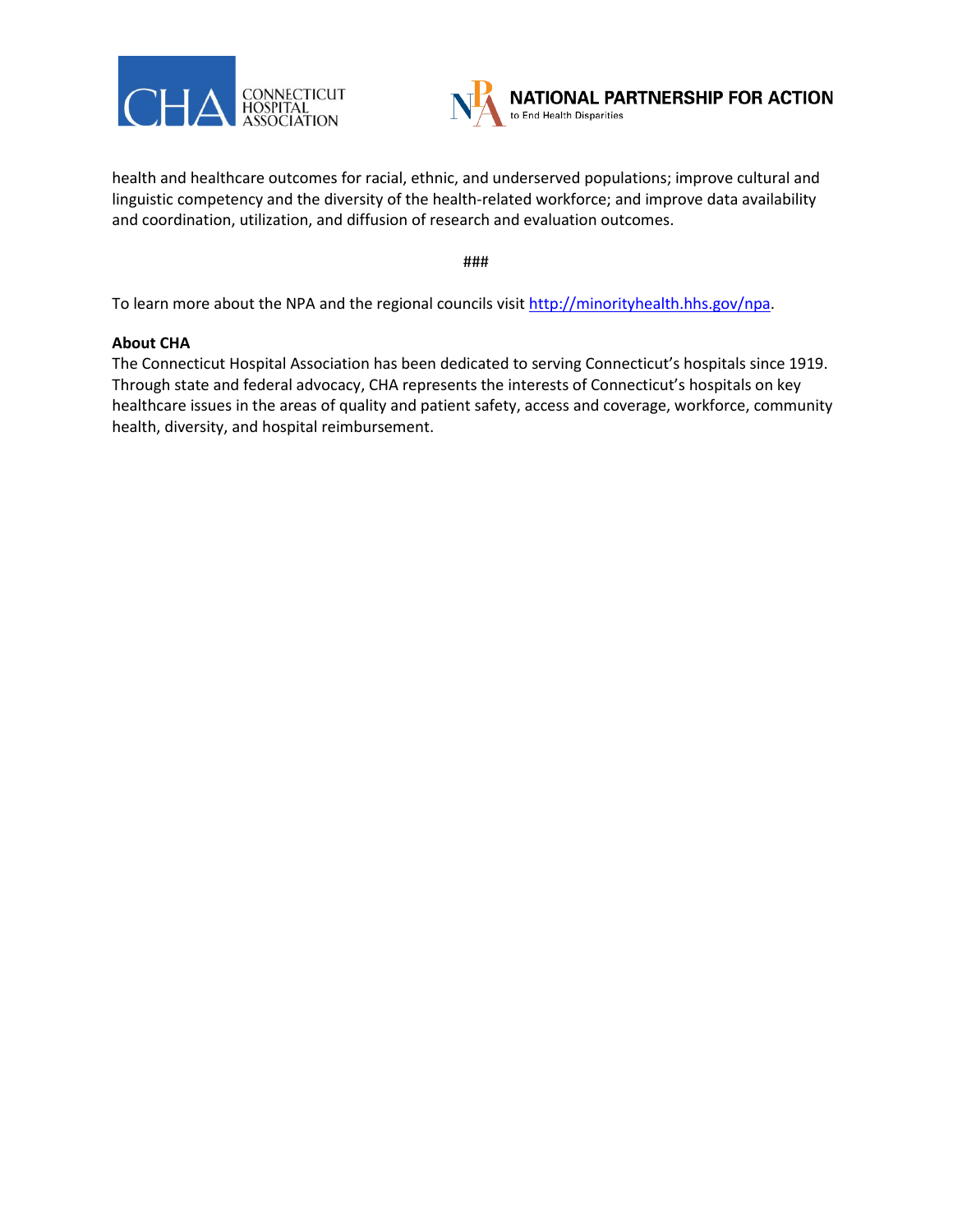health and healthcare outcomes for racial, ethnic, and underserved populations; improve cultural and linguistic competency and the diversity of the health-related workforce; and improve data availability and coordination, utilization, and diffusion of research and evaluation outcomes.

###

To learn more about the NPA and the regional councils visit http://minorityhealth.hhs.gov/npa.

**About CHA**

The Connecticut Hospital Association has been dedicated to serving Connecticut's hospitals since 1919. Through state and federal advocacy, CHA represents the interests of Connecticut's hospitals on key healthcare issues in the areas of quality and patient safety, access and coverage, workforce, community health, diversity, and hospital reimbursement.